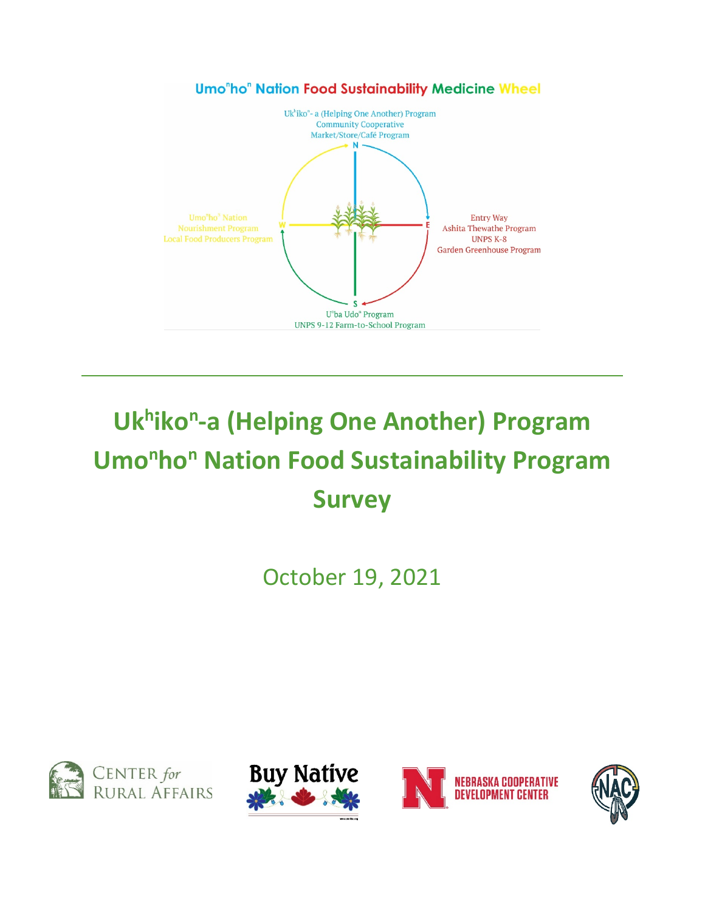Umo$^n$ho$^n$ Nation Food Sustainability Medicine Wheel

Uk$^h$iko$^n$- a (Helping One Another) Program
Community Cooperative
Market/Store/Café Program

N

Entry Way
Ashita Thewathe Program
UNPS K-8
Garden Greenhouse Program

E

S

U$^n$ba Udo$^n$ Program
UNPS 9-12 Farm-to-School Program

W

Umo$^n$ho$^n$ Nation
Nourishment Program
Local Food Producers Program

# Uk$^h$iko$^n$-a (Helping One Another) Program Umo$^n$ho$^n$ Nation Food Sustainability Program Survey

October 19, 2021

CENTER *for* RURAL AFFAIRS

Buy Native

NEBRASKA COOPERATIVE DEVELOPMENT CENTER

NAC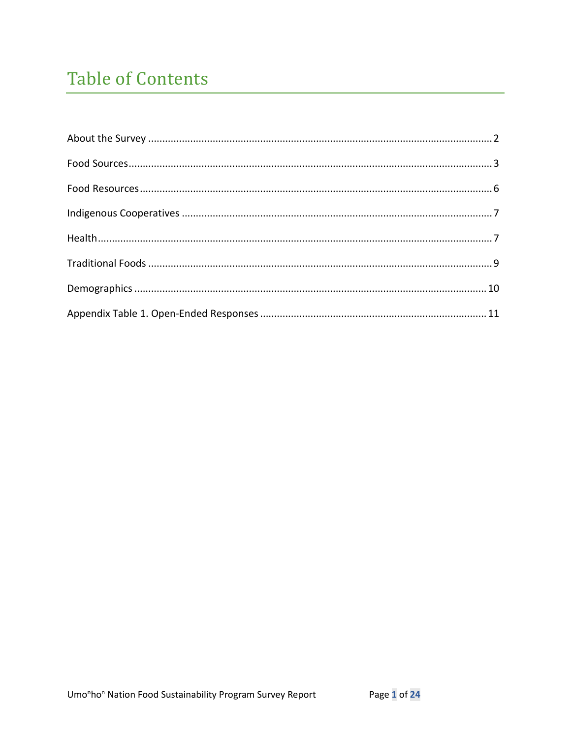# Table of Contents

About the Survey ........................................................................................................................ 2

Food Sources................................................................................................................................ 3

Food Resources........................................................................................................................... 6

Indigenous Cooperatives ............................................................................................................ 7

Health........................................................................................................................................... 7

Traditional Foods ........................................................................................................................ 9

Demographics ............................................................................................................................ 10

Appendix Table 1. Open-Ended Responses ............................................................................... 11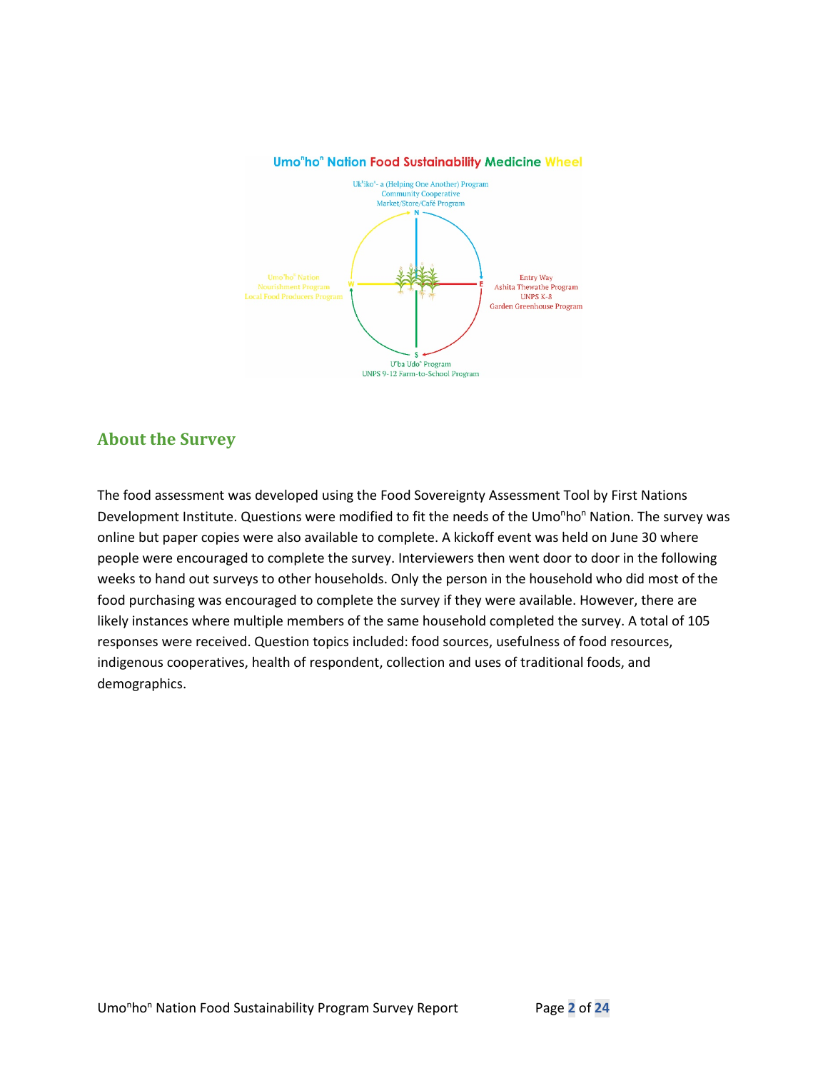**Umo$^n$ho$^n$ Nation Food Sustainability Medicine Wheel**

N: Uk$^t$iko$^n$- a (Helping One Another) Program
Community Cooperative
Market/Store/Café Program

E: Entry Way
Ashita Thewathe Program
UNPS K-8
Garden Greenhouse Program

S: U'ba Udo$^n$ Program
UNPS 9-12 Farm-to-School Program

W: Umo$^n$ho$^n$ Nation
Nourishment Program
Local Food Producers Program

## About the Survey

The food assessment was developed using the Food Sovereignty Assessment Tool by First Nations Development Institute. Questions were modified to fit the needs of the Umo$^n$ho$^n$ Nation. The survey was online but paper copies were also available to complete. A kickoff event was held on June 30 where people were encouraged to complete the survey. Interviewers then went door to door in the following weeks to hand out surveys to other households. Only the person in the household who did most of the food purchasing was encouraged to complete the survey if they were available. However, there are likely instances where multiple members of the same household completed the survey. A total of 105 responses were received. Question topics included: food sources, usefulness of food resources, indigenous cooperatives, health of respondent, collection and uses of traditional foods, and demographics.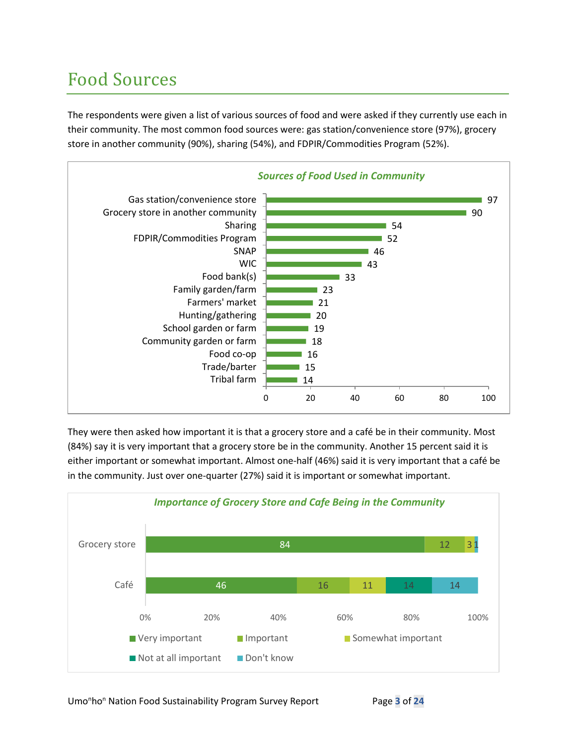# Food Sources

The respondents were given a list of various sources of food and were asked if they currently use each in their community. The most common food sources were: gas station/convenience store (97%), grocery store in another community (90%), sharing (54%), and FDPIR/Commodities Program (52%).

*Sources of Food Used in Community*

| Source | Percent |
|---|---|
| Gas station/convenience store | 97 |
| Grocery store in another community | 90 |
| Sharing | 54 |
| FDPIR/Commodities Program | 52 |
| SNAP | 46 |
| WIC | 43 |
| Food bank(s) | 33 |
| Family garden/farm | 23 |
| Farmers' market | 21 |
| Hunting/gathering | 20 |
| School garden or farm | 19 |
| Community garden or farm | 18 |
| Food co-op | 16 |
| Trade/barter | 15 |
| Tribal farm | 14 |

They were then asked how important it is that a grocery store and a café be in their community. Most (84%) say it is very important that a grocery store be in the community. Another 15 percent said it is either important or somewhat important. Almost one-half (46%) said it is very important that a café be in the community. Just over one-quarter (27%) said it is important or somewhat important.

*Importance of Grocery Store and Cafe Being in the Community*

| | Very important | Important | Somewhat important | Not at all important | Don't know |
|---|---|---|---|---|---|
| Grocery store | 84 | 12 | 3 | | 1 |
| Café | 46 | 16 | 11 | 14 | 14 |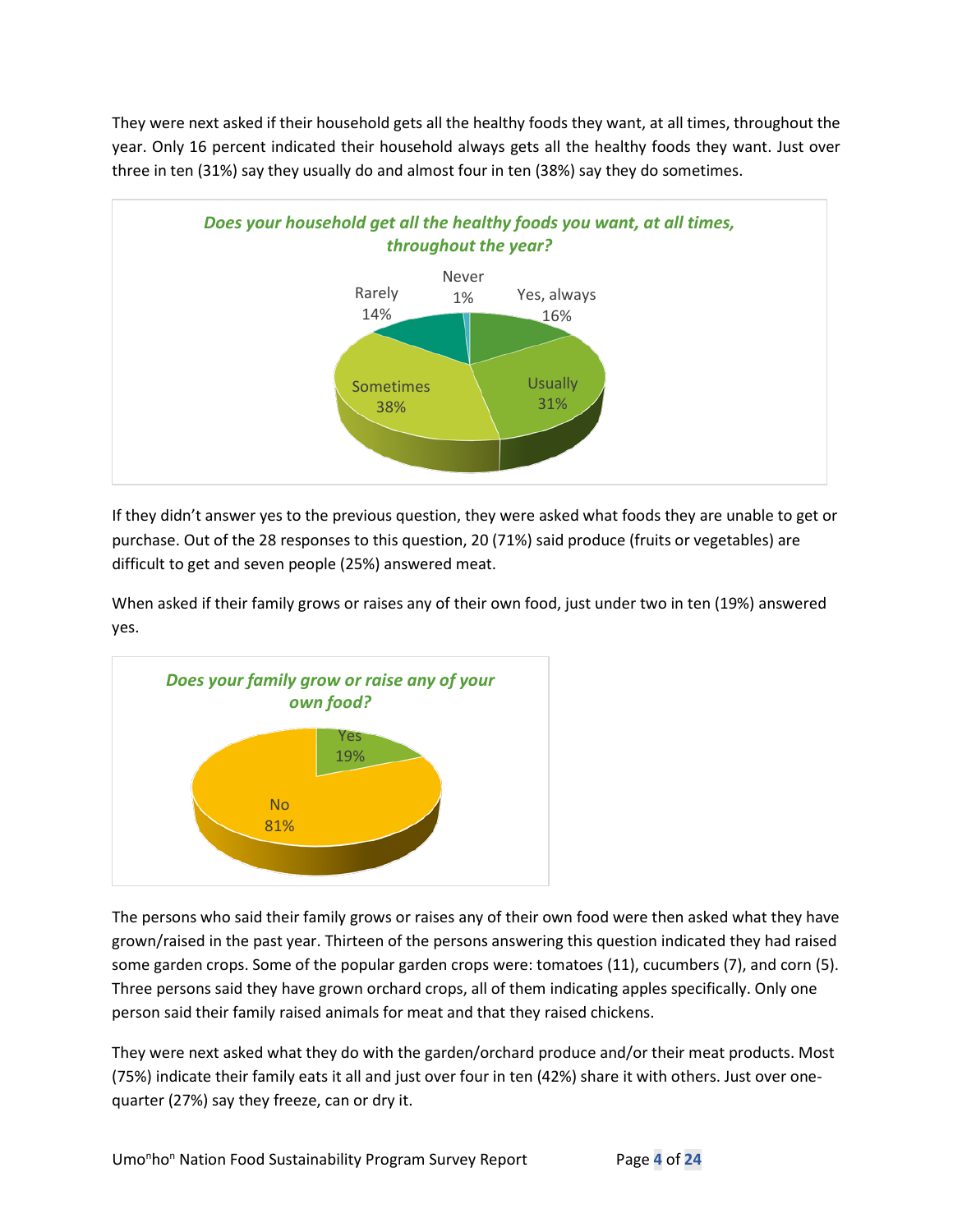They were next asked if their household gets all the healthy foods they want, at all times, throughout the year. Only 16 percent indicated their household always gets all the healthy foods they want. Just over three in ten (31%) say they usually do and almost four in ten (38%) say they do sometimes.

***Does your household get all the healthy foods you want, at all times, throughout the year?***

| Response | Percent |
|---|---|
| Yes, always | 16% |
| Usually | 31% |
| Sometimes | 38% |
| Rarely | 14% |
| Never | 1% |

If they didn't answer yes to the previous question, they were asked what foods they are unable to get or purchase. Out of the 28 responses to this question, 20 (71%) said produce (fruits or vegetables) are difficult to get and seven people (25%) answered meat.

When asked if their family grows or raises any of their own food, just under two in ten (19%) answered yes.

***Does your family grow or raise any of your own food?***

| Response | Percent |
|---|---|
| Yes | 19% |
| No | 81% |

The persons who said their family grows or raises any of their own food were then asked what they have grown/raised in the past year. Thirteen of the persons answering this question indicated they had raised some garden crops. Some of the popular garden crops were: tomatoes (11), cucumbers (7), and corn (5). Three persons said they have grown orchard crops, all of them indicating apples specifically. Only one person said their family raised animals for meat and that they raised chickens.

They were next asked what they do with the garden/orchard produce and/or their meat products. Most (75%) indicate their family eats it all and just over four in ten (42%) share it with others. Just over one-quarter (27%) say they freeze, can or dry it.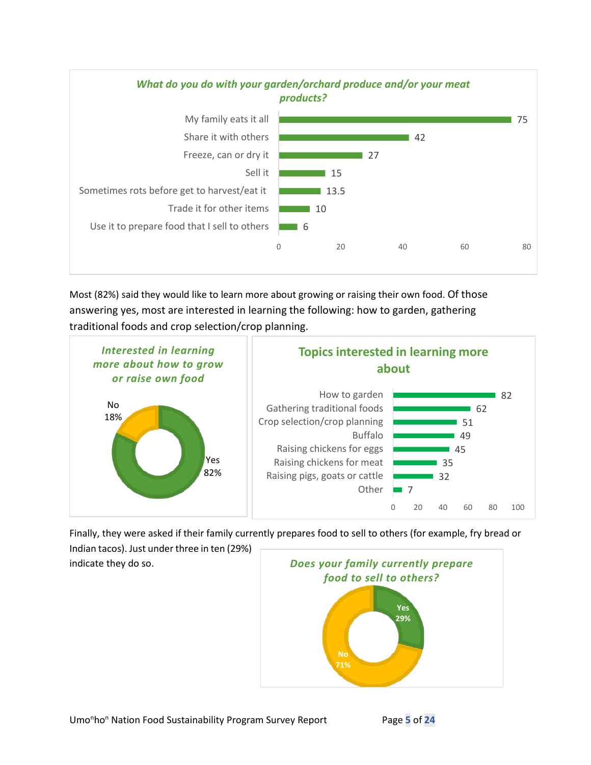**What do you do with your garden/orchard produce and/or your meat products?**

| Response | Count |
|---|---|
| My family eats it all | 75 |
| Share it with others | 42 |
| Freeze, can or dry it | 27 |
| Sell it | 15 |
| Sometimes rots before get to harvest/eat it | 13.5 |
| Trade it for other items | 10 |
| Use it to prepare food that I sell to others | 6 |

Most (82%) said they would like to learn more about growing or raising their own food. Of those answering yes, most are interested in learning the following: how to garden, gathering traditional foods and crop selection/crop planning.

**Interested in learning more about how to grow or raise own food**

| Response | Percent |
|---|---|
| Yes | 82% |
| No | 18% |

**Topics interested in learning more about**

| Topic | Count |
|---|---|
| How to garden | 82 |
| Gathering traditional foods | 62 |
| Crop selection/crop planning | 51 |
| Buffalo | 49 |
| Raising chickens for eggs | 45 |
| Raising chickens for meat | 35 |
| Raising pigs, goats or cattle | 32 |
| Other | 7 |

Finally, they were asked if their family currently prepares food to sell to others (for example, fry bread or Indian tacos). Just under three in ten (29%) indicate they do so.

**Does your family currently prepare food to sell to others?**

| Response | Percent |
|---|---|
| Yes | 29% |
| No | 71% |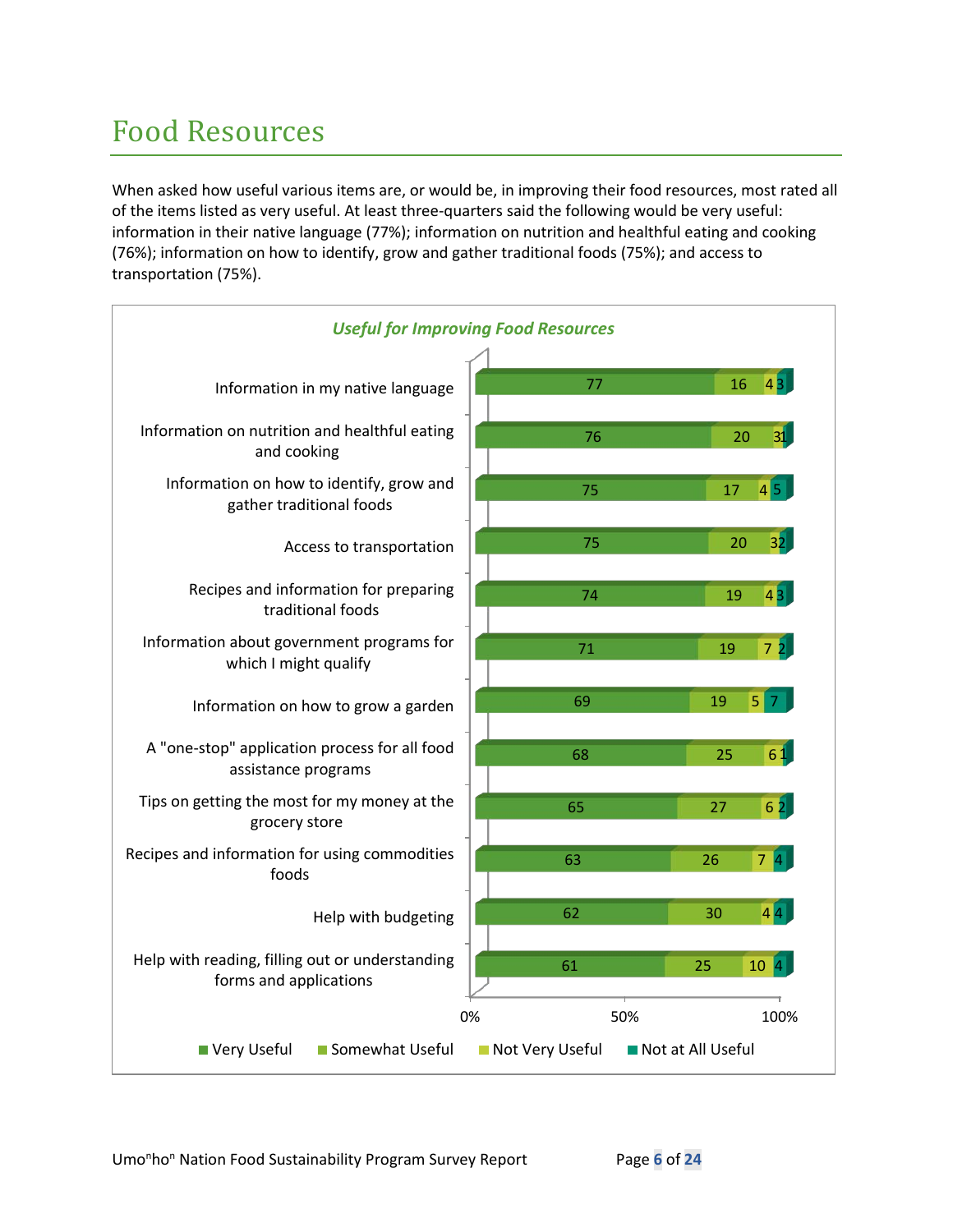# Food Resources

When asked how useful various items are, or would be, in improving their food resources, most rated all of the items listed as very useful. At least three-quarters said the following would be very useful: information in their native language (77%); information on nutrition and healthful eating and cooking (76%); information on how to identify, grow and gather traditional foods (75%); and access to transportation (75%).

***Useful for Improving Food Resources***

| Item | Very Useful | Somewhat Useful | Not Very Useful | Not at All Useful |
|---|---|---|---|---|
| Information in my native language | 77 | 16 | 4 | 3 |
| Information on nutrition and healthful eating and cooking | 76 | 20 | 3 | 1 |
| Information on how to identify, grow and gather traditional foods | 75 | 17 | 4 | 5 |
| Access to transportation | 75 | 20 | 3 | 2 |
| Recipes and information for preparing traditional foods | 74 | 19 | 4 | 3 |
| Information about government programs for which I might qualify | 71 | 19 | 7 | 2 |
| Information on how to grow a garden | 69 | 19 | 5 | 7 |
| A "one-stop" application process for all food assistance programs | 68 | 25 | 6 | 1 |
| Tips on getting the most for my money at the grocery store | 65 | 27 | 6 | 2 |
| Recipes and information for using commodities foods | 63 | 26 | 7 | 4 |
| Help with budgeting | 62 | 30 | 4 | 4 |
| Help with reading, filling out or understanding forms and applications | 61 | 25 | 10 | 4 |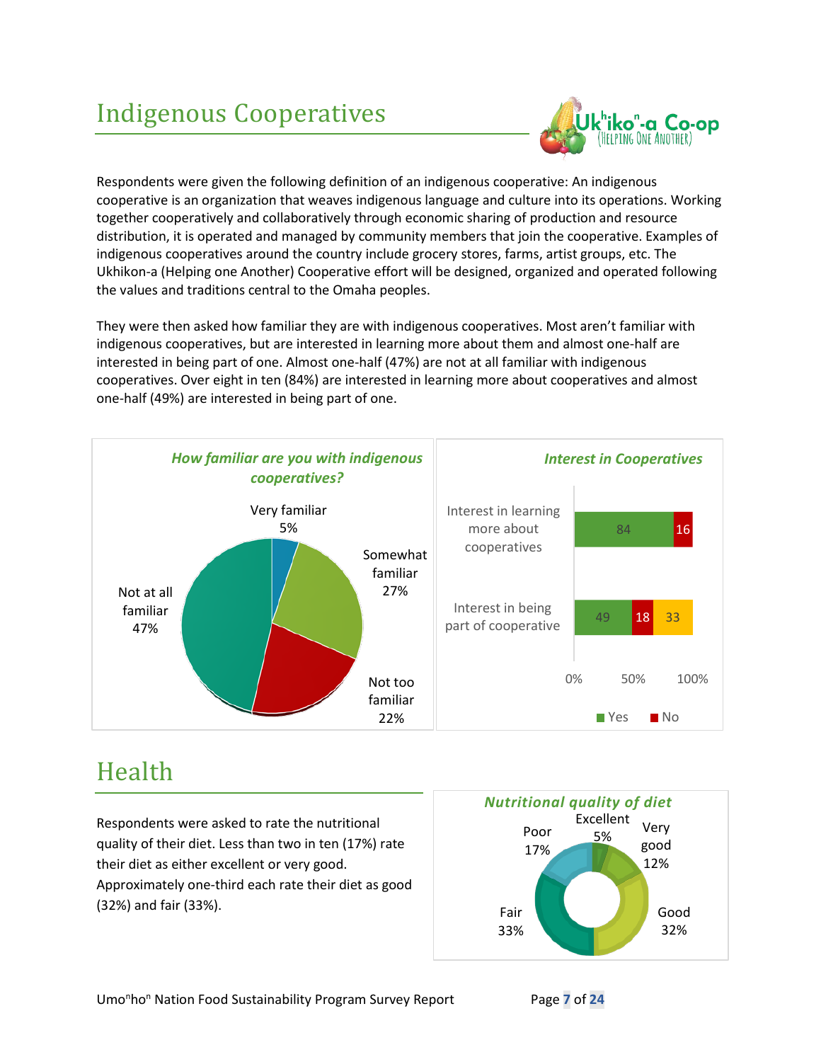# Indigenous Cooperatives

Uk$^{h}$iko$^{n}$-a Co-op (Helping One Another)

Respondents were given the following definition of an indigenous cooperative: An indigenous cooperative is an organization that weaves indigenous language and culture into its operations. Working together cooperatively and collaboratively through economic sharing of production and resource distribution, it is operated and managed by community members that join the cooperative. Examples of indigenous cooperatives around the country include grocery stores, farms, artist groups, etc. The Ukhikon-a (Helping one Another) Cooperative effort will be designed, organized and operated following the values and traditions central to the Omaha peoples.

They were then asked how familiar they are with indigenous cooperatives. Most aren't familiar with indigenous cooperatives, but are interested in learning more about them and almost one-half are interested in being part of one. Almost one-half (47%) are not at all familiar with indigenous cooperatives. Over eight in ten (84%) are interested in learning more about cooperatives and almost one-half (49%) are interested in being part of one.

*How familiar are you with indigenous cooperatives?*

| Response | Percent |
|---|---|
| Very familiar | 5% |
| Somewhat familiar | 27% |
| Not too familiar | 22% |
| Not at all familiar | 47% |

*Interest in Cooperatives*

| | Yes | No | |
|---|---|---|---|
| Interest in learning more about cooperatives | 84 | 16 | |
| Interest in being part of cooperative | 49 | 18 | 33 |

# Health

Respondents were asked to rate the nutritional quality of their diet. Less than two in ten (17%) rate their diet as either excellent or very good. Approximately one-third each rate their diet as good (32%) and fair (33%).

*Nutritional quality of diet*

| Rating | Percent |
|---|---|
| Excellent | 5% |
| Very good | 12% |
| Good | 32% |
| Fair | 33% |
| Poor | 17% |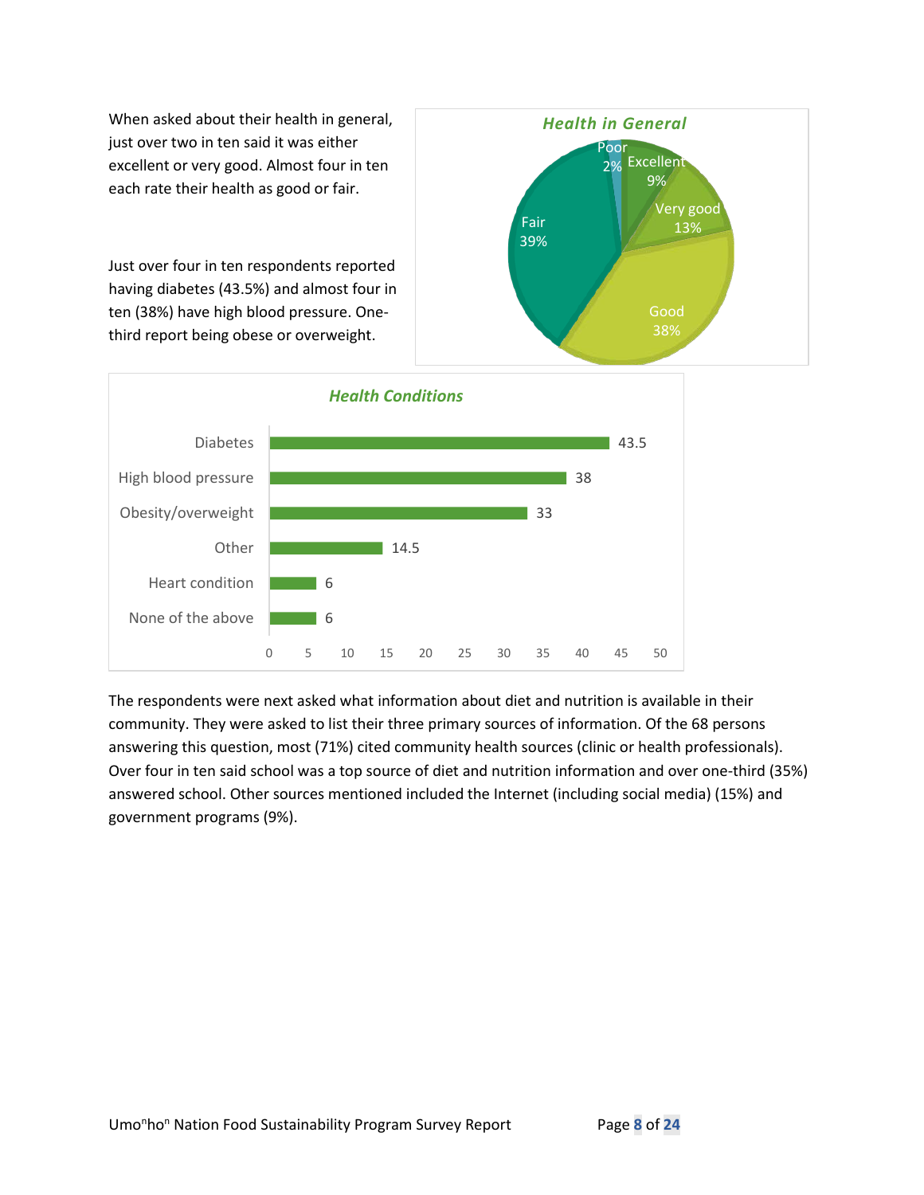When asked about their health in general, just over two in ten said it was either excellent or very good. Almost four in ten each rate their health as good or fair.

Just over four in ten respondents reported having diabetes (43.5%) and almost four in ten (38%) have high blood pressure. One-third report being obese or overweight.

**Health in General**

| Rating | Percent |
| --- | --- |
| Poor | 2% |
| Excellent | 9% |
| Very good | 13% |
| Good | 38% |
| Fair | 39% |

**Health Conditions**

| Condition | Percent |
| --- | --- |
| Diabetes | 43.5 |
| High blood pressure | 38 |
| Obesity/overweight | 33 |
| Other | 14.5 |
| Heart condition | 6 |
| None of the above | 6 |

The respondents were next asked what information about diet and nutrition is available in their community. They were asked to list their three primary sources of information. Of the 68 persons answering this question, most (71%) cited community health sources (clinic or health professionals). Over four in ten said school was a top source of diet and nutrition information and over one-third (35%) answered school. Other sources mentioned included the Internet (including social media) (15%) and government programs (9%).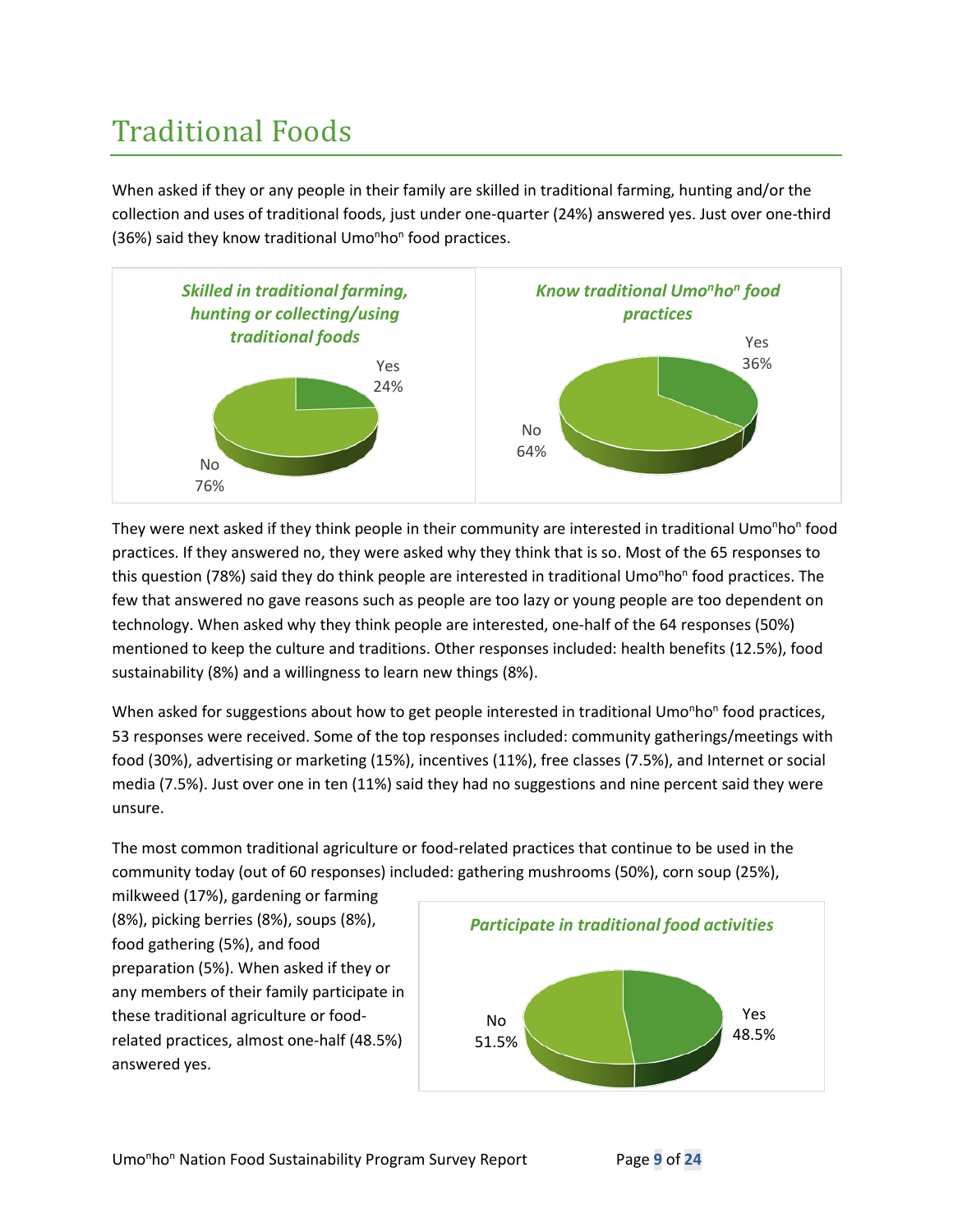# Traditional Foods

When asked if they or any people in their family are skilled in traditional farming, hunting and/or the collection and uses of traditional foods, just under one-quarter (24%) answered yes. Just over one-third (36%) said they know traditional Umo$^n$ho$^n$ food practices.

*Skilled in traditional farming, hunting or collecting/using traditional foods*

| Response | Percent |
|---|---|
| Yes | 24% |
| No | 76% |

*Know traditional Umo$^n$ho$^n$ food practices*

| Response | Percent |
|---|---|
| Yes | 36% |
| No | 64% |

They were next asked if they think people in their community are interested in traditional Umo$^n$ho$^n$ food practices. If they answered no, they were asked why they think that is so. Most of the 65 responses to this question (78%) said they do think people are interested in traditional Umo$^n$ho$^n$ food practices. The few that answered no gave reasons such as people are too lazy or young people are too dependent on technology. When asked why they think people are interested, one-half of the 64 responses (50%) mentioned to keep the culture and traditions. Other responses included: health benefits (12.5%), food sustainability (8%) and a willingness to learn new things (8%).

When asked for suggestions about how to get people interested in traditional Umo$^n$ho$^n$ food practices, 53 responses were received. Some of the top responses included: community gatherings/meetings with food (30%), advertising or marketing (15%), incentives (11%), free classes (7.5%), and Internet or social media (7.5%). Just over one in ten (11%) said they had no suggestions and nine percent said they were unsure.

The most common traditional agriculture or food-related practices that continue to be used in the community today (out of 60 responses) included: gathering mushrooms (50%), corn soup (25%), milkweed (17%), gardening or farming (8%), picking berries (8%), soups (8%), food gathering (5%), and food preparation (5%). When asked if they or any members of their family participate in these traditional agriculture or food-related practices, almost one-half (48.5%) answered yes.

*Participate in traditional food activities*

| Response | Percent |
|---|---|
| Yes | 48.5% |
| No | 51.5% |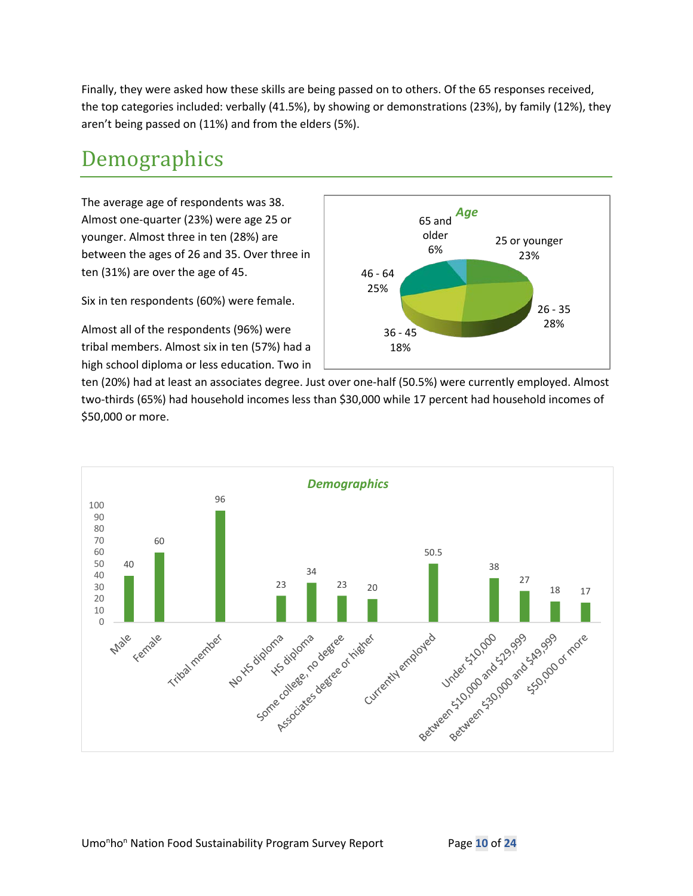Finally, they were asked how these skills are being passed on to others. Of the 65 responses received, the top categories included: verbally (41.5%), by showing or demonstrations (23%), by family (12%), they aren't being passed on (11%) and from the elders (5%).

# Demographics

The average age of respondents was 38. Almost one-quarter (23%) were age 25 or younger. Almost three in ten (28%) are between the ages of 26 and 35. Over three in ten (31%) are over the age of 45.

Six in ten respondents (60%) were female.

Almost all of the respondents (96%) were tribal members. Almost six in ten (57%) had a high school diploma or less education. Two in ten (20%) had at least an associates degree. Just over one-half (50.5%) were currently employed. Almost two-thirds (65%) had household incomes less than $30,000 while 17 percent had household incomes of $50,000 or more.

**Age**

| Age group | Percent |
|---|---|
| 25 or younger | 23% |
| 26 - 35 | 28% |
| 36 - 45 | 18% |
| 46 - 64 | 25% |
| 65 and older | 6% |

**Demographics**

| Category | Percent |
|---|---|
| Male | 40 |
| Female | 60 |
| Tribal member | 96 |
| No HS diploma | 23 |
| HS diploma | 34 |
| Some college, no degree | 23 |
| Associates degree or higher | 20 |
| Currently employed | 50.5 |
| Under $10,000 | 38 |
| Between $10,000 and $29,999 | 27 |
| Between $30,000 and $49,999 | 18 |
| $50,000 or more | 17 |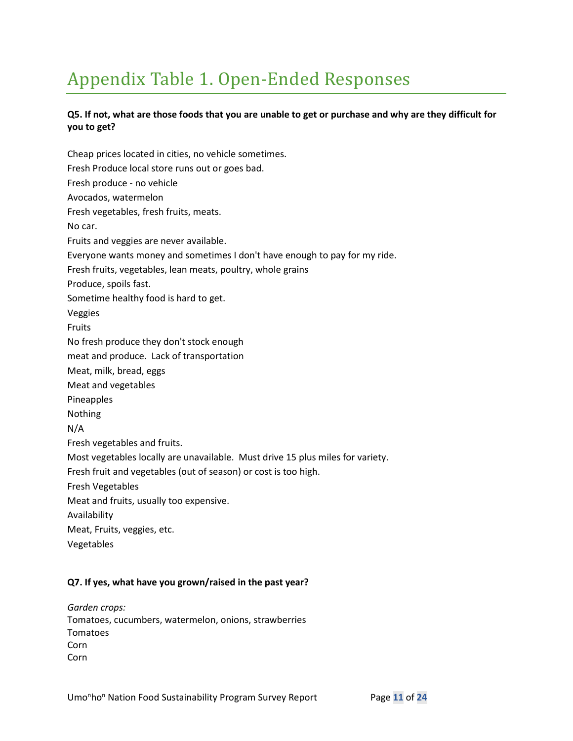# Appendix Table 1. Open-Ended Responses

**Q5. If not, what are those foods that you are unable to get or purchase and why are they difficult for you to get?**

Cheap prices located in cities, no vehicle sometimes.

Fresh Produce local store runs out or goes bad.

Fresh produce - no vehicle

Avocados, watermelon

Fresh vegetables, fresh fruits, meats.

No car.

Fruits and veggies are never available.

Everyone wants money and sometimes I don't have enough to pay for my ride.

Fresh fruits, vegetables, lean meats, poultry, whole grains

Produce, spoils fast.

Sometime healthy food is hard to get.

Veggies

Fruits

No fresh produce they don't stock enough

meat and produce. Lack of transportation

Meat, milk, bread, eggs

Meat and vegetables

Pineapples

Nothing

N/A

Fresh vegetables and fruits.

Most vegetables locally are unavailable. Must drive 15 plus miles for variety.

Fresh fruit and vegetables (out of season) or cost is too high.

Fresh Vegetables

Meat and fruits, usually too expensive.

Availability

Meat, Fruits, veggies, etc.

Vegetables

**Q7. If yes, what have you grown/raised in the past year?**

*Garden crops:*
Tomatoes, cucumbers, watermelon, onions, strawberries
Tomatoes
Corn
Corn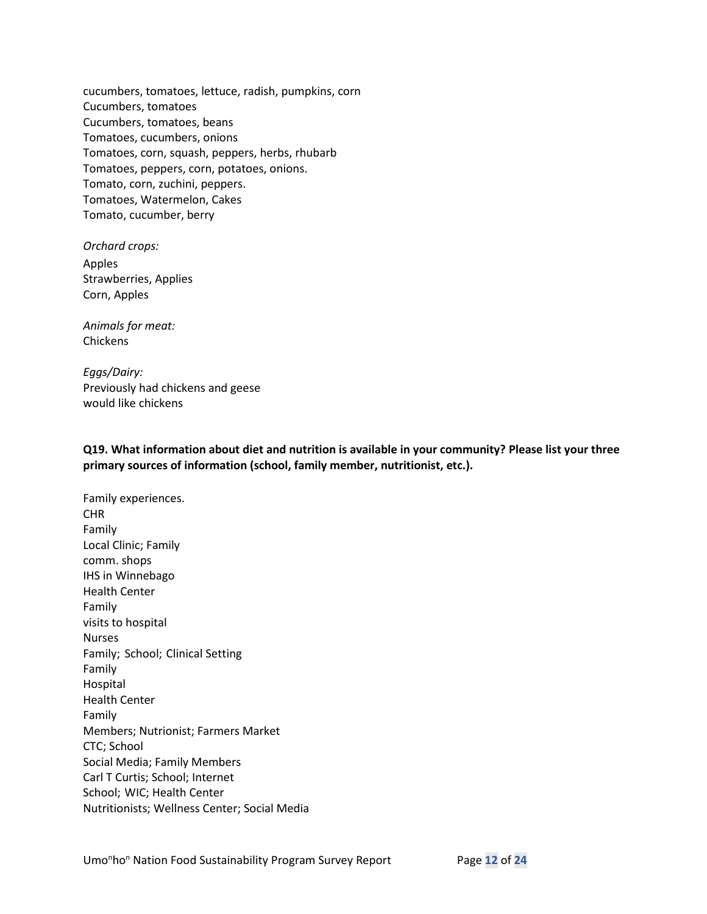cucumbers, tomatoes, lettuce, radish, pumpkins, corn
Cucumbers, tomatoes
Cucumbers, tomatoes, beans
Tomatoes, cucumbers, onions
Tomatoes, corn, squash, peppers, herbs, rhubarb
Tomatoes, peppers, corn, potatoes, onions.
Tomato, corn, zuchini, peppers.
Tomatoes, Watermelon, Cakes
Tomato, cucumber, berry

*Orchard crops:*
Apples
Strawberries, Applies
Corn, Apples

*Animals for meat:*
Chickens

*Eggs/Dairy:*
Previously had chickens and geese
would like chickens

**Q19. What information about diet and nutrition is available in your community? Please list your three primary sources of information (school, family member, nutritionist, etc.).**

Family experiences.
CHR
Family
Local Clinic; Family
comm. shops
IHS in Winnebago
Health Center
Family
visits to hospital
Nurses
Family; School; Clinical Setting
Family
Hospital
Health Center
Family
Members; Nutrionist; Farmers Market
CTC; School
Social Media; Family Members
Carl T Curtis; School; Internet
School; WIC; Health Center
Nutritionists; Wellness Center; Social Media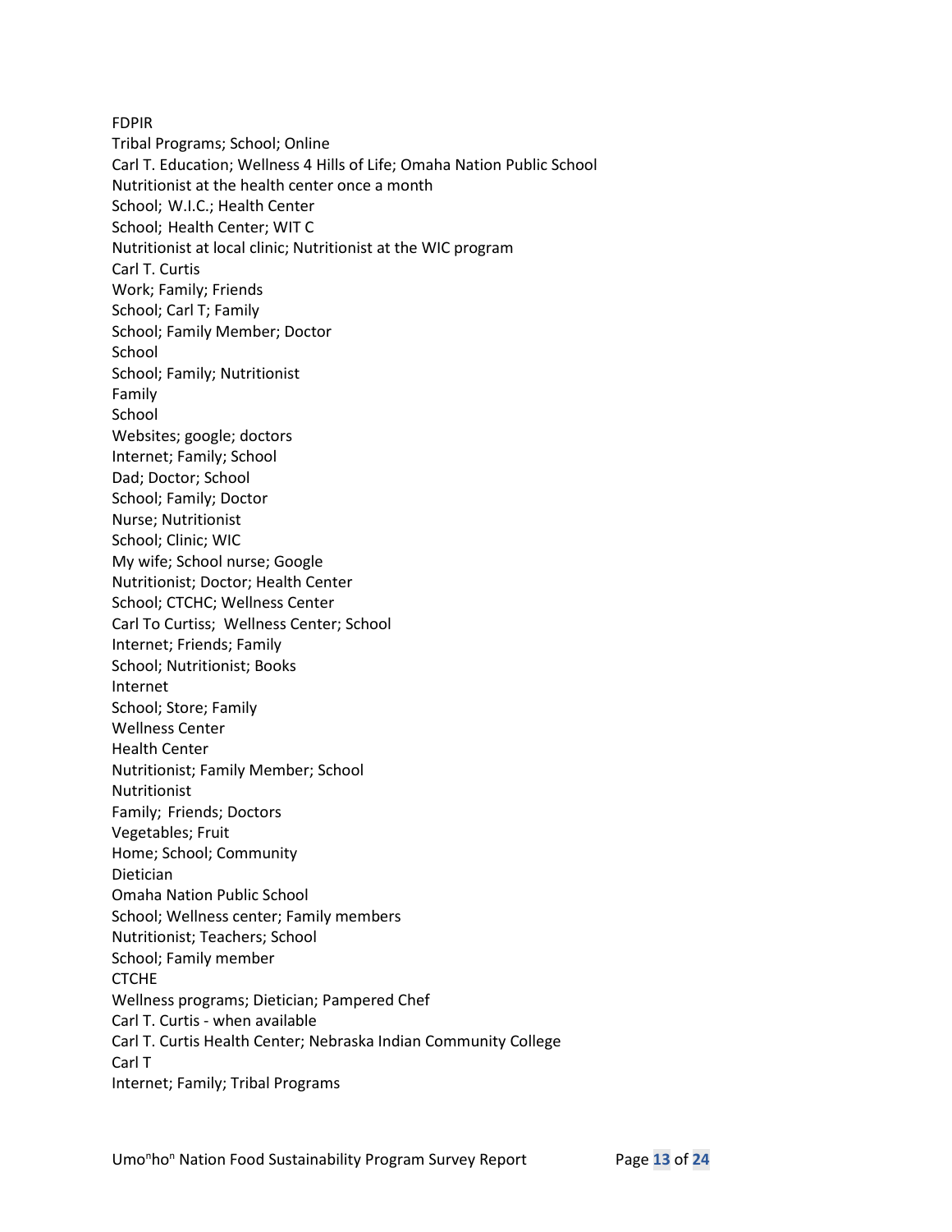FDPIR  
Tribal Programs; School; Online  
Carl T. Education; Wellness 4 Hills of Life; Omaha Nation Public School  
Nutritionist at the health center once a month  
School; W.I.C.; Health Center  
School; Health Center; WIT C  
Nutritionist at local clinic; Nutritionist at the WIC program  
Carl T. Curtis  
Work; Family; Friends  
School; Carl T; Family  
School; Family Member; Doctor  
School  
School; Family; Nutritionist  
Family  
School  
Websites; google; doctors  
Internet; Family; School  
Dad; Doctor; School  
School; Family; Doctor  
Nurse; Nutritionist  
School; Clinic; WIC  
My wife; School nurse; Google  
Nutritionist; Doctor; Health Center  
School; CTCHC; Wellness Center  
Carl To Curtiss; Wellness Center; School  
Internet; Friends; Family  
School; Nutritionist; Books  
Internet  
School; Store; Family  
Wellness Center  
Health Center  
Nutritionist; Family Member; School  
Nutritionist  
Family; Friends; Doctors  
Vegetables; Fruit  
Home; School; Community  
Dietician  
Omaha Nation Public School  
School; Wellness center; Family members  
Nutritionist; Teachers; School  
School; Family member  
CTCHE  
Wellness programs; Dietician; Pampered Chef  
Carl T. Curtis - when available  
Carl T. Curtis Health Center; Nebraska Indian Community College  
Carl T  
Internet; Family; Tribal Programs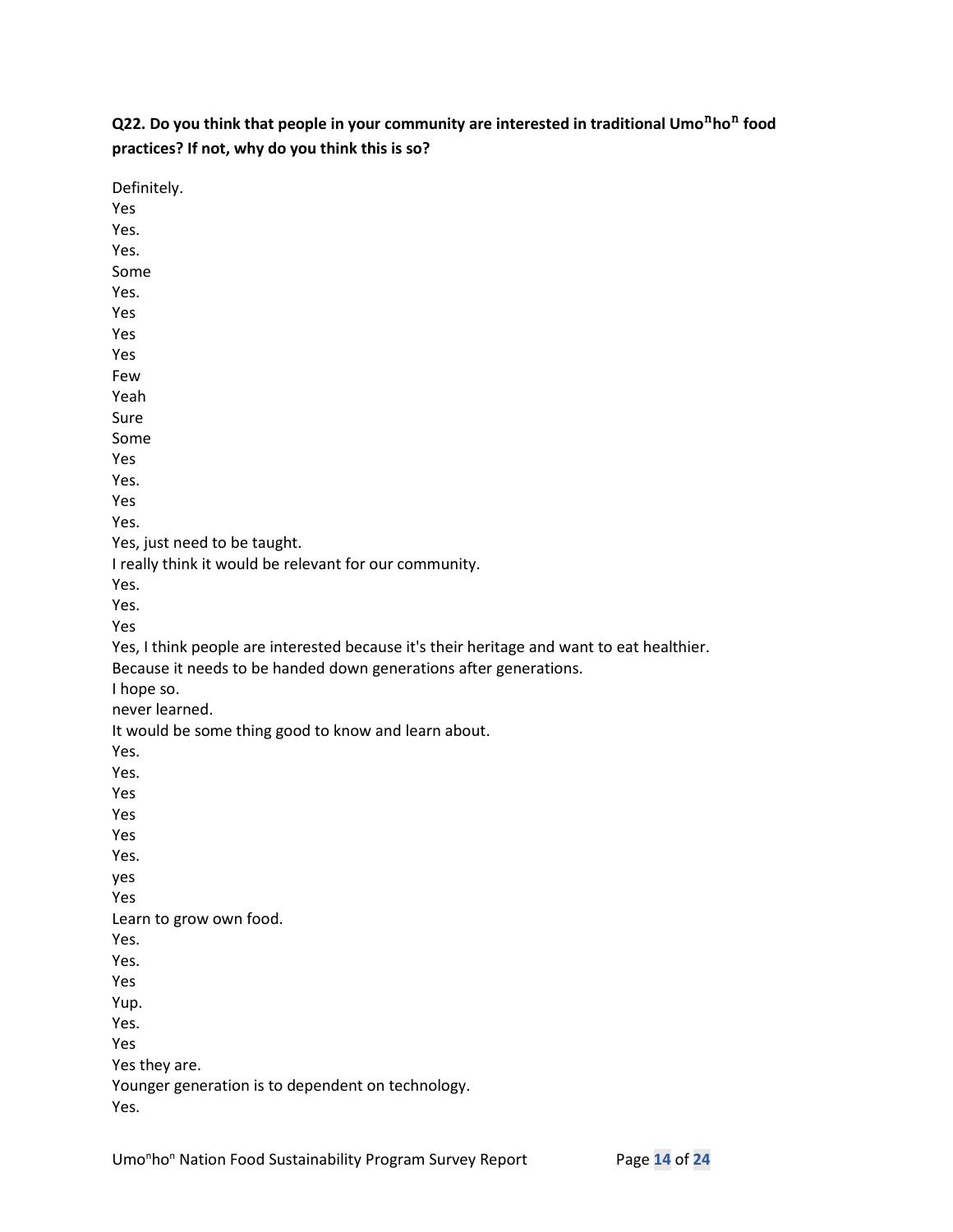**Q22. Do you think that people in your community are interested in traditional Umo$^{n}$ho$^{n}$ food practices? If not, why do you think this is so?**

Definitely.
Yes
Yes.
Yes.
Some
Yes.
Yes
Yes
Yes
Few
Yeah
Sure
Some
Yes
Yes.
Yes
Yes.
Yes, just need to be taught.
I really think it would be relevant for our community.
Yes.
Yes.
Yes
Yes, I think people are interested because it's their heritage and want to eat healthier.
Because it needs to be handed down generations after generations.
I hope so.
never learned.
It would be some thing good to know and learn about.
Yes.
Yes.
Yes
Yes
Yes
Yes.
yes
Yes
Learn to grow own food.
Yes.
Yes.
Yes
Yup.
Yes.
Yes
Yes they are.
Younger generation is to dependent on technology.
Yes.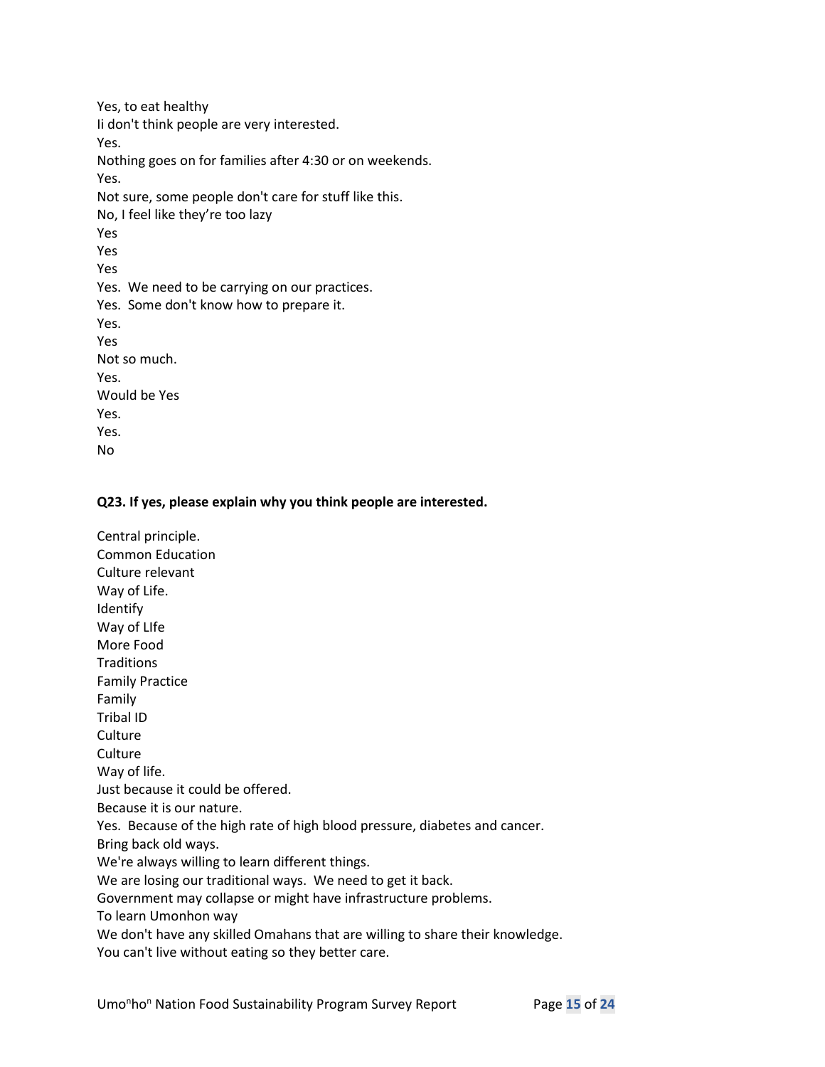Yes, to eat healthy
Ii don't think people are very interested.
Yes.
Nothing goes on for families after 4:30 or on weekends.
Yes.
Not sure, some people don't care for stuff like this.
No, I feel like they're too lazy
Yes
Yes
Yes
Yes.  We need to be carrying on our practices.
Yes.  Some don't know how to prepare it.
Yes.
Yes
Not so much.
Yes.
Would be Yes
Yes.
Yes.
No

**Q23. If yes, please explain why you think people are interested.**

Central principle.
Common Education
Culture relevant
Way of Life.
Identify
Way of LIfe
More Food
Traditions
Family Practice
Family
Tribal ID
Culture
Culture
Way of life.
Just because it could be offered.
Because it is our nature.
Yes.  Because of the high rate of high blood pressure, diabetes and cancer.
Bring back old ways.
We're always willing to learn different things.
We are losing our traditional ways.  We need to get it back.
Government may collapse or might have infrastructure problems.
To learn Umonhon way
We don't have any skilled Omahans that are willing to share their knowledge.
You can't live without eating so they better care.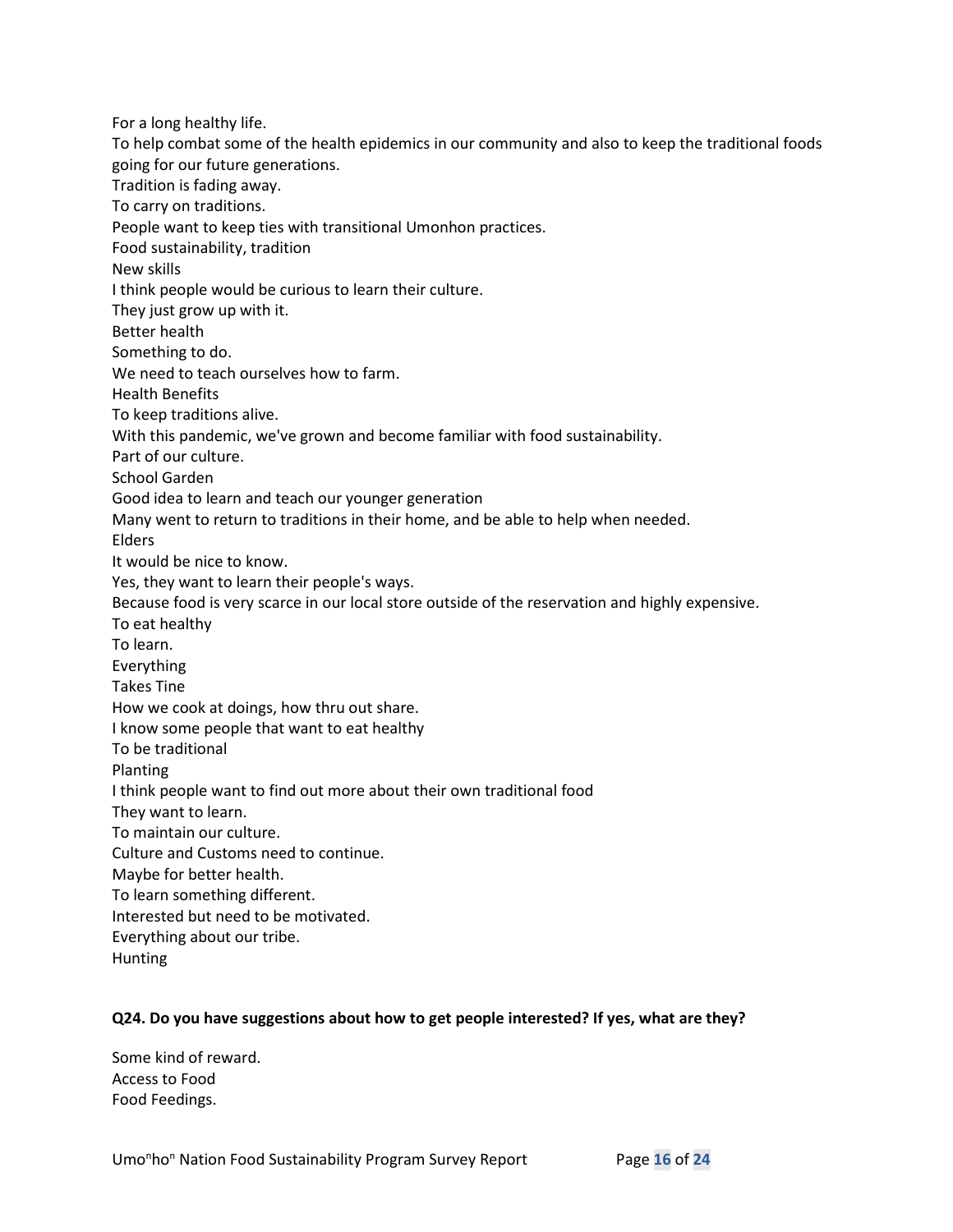For a long healthy life.
To help combat some of the health epidemics in our community and also to keep the traditional foods going for our future generations.
Tradition is fading away.
To carry on traditions.
People want to keep ties with transitional Umonhon practices.
Food sustainability, tradition
New skills
I think people would be curious to learn their culture.
They just grow up with it.
Better health
Something to do.
We need to teach ourselves how to farm.
Health Benefits
To keep traditions alive.
With this pandemic, we've grown and become familiar with food sustainability.
Part of our culture.
School Garden
Good idea to learn and teach our younger generation
Many went to return to traditions in their home, and be able to help when needed.
Elders
It would be nice to know.
Yes, they want to learn their people's ways.
Because food is very scarce in our local store outside of the reservation and highly expensive.
To eat healthy
To learn.
Everything
Takes Tine
How we cook at doings, how thru out share.
I know some people that want to eat healthy
To be traditional
Planting
I think people want to find out more about their own traditional food
They want to learn.
To maintain our culture.
Culture and Customs need to continue.
Maybe for better health.
To learn something different.
Interested but need to be motivated.
Everything about our tribe.
Hunting

**Q24. Do you have suggestions about how to get people interested? If yes, what are they?**

Some kind of reward.
Access to Food
Food Feedings.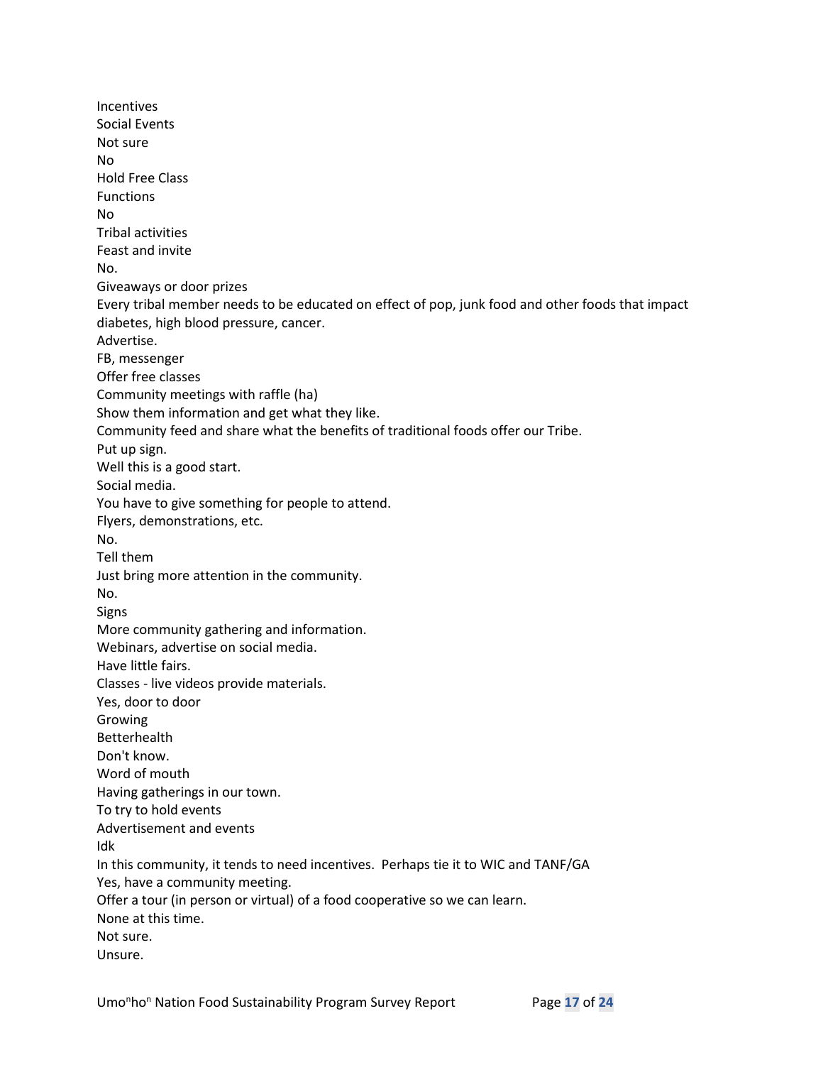Incentives
Social Events
Not sure
No
Hold Free Class
Functions
No
Tribal activities
Feast and invite
No.
Giveaways or door prizes
Every tribal member needs to be educated on effect of pop, junk food and other foods that impact diabetes, high blood pressure, cancer.
Advertise.
FB, messenger
Offer free classes
Community meetings with raffle (ha)
Show them information and get what they like.
Community feed and share what the benefits of traditional foods offer our Tribe.
Put up sign.
Well this is a good start.
Social media.
You have to give something for people to attend.
Flyers, demonstrations, etc.
No.
Tell them
Just bring more attention in the community.
No.
Signs
More community gathering and information.
Webinars, advertise on social media.
Have little fairs.
Classes - live videos provide materials.
Yes, door to door
Growing
Betterhealth
Don't know.
Word of mouth
Having gatherings in our town.
To try to hold events
Advertisement and events
Idk
In this community, it tends to need incentives. Perhaps tie it to WIC and TANF/GA
Yes, have a community meeting.
Offer a tour (in person or virtual) of a food cooperative so we can learn.
None at this time.
Not sure.
Unsure.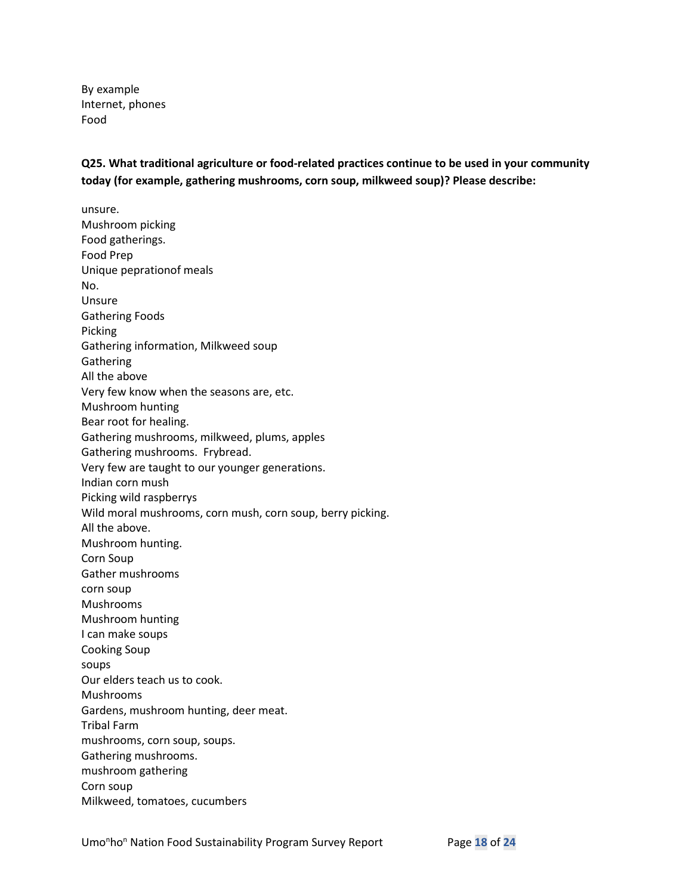By example
Internet, phones
Food

**Q25. What traditional agriculture or food-related practices continue to be used in your community today (for example, gathering mushrooms, corn soup, milkweed soup)? Please describe:**

unsure.
Mushroom picking
Food gatherings.
Food Prep
Unique peprationof meals
No.
Unsure
Gathering Foods
Picking
Gathering information, Milkweed soup
Gathering
All the above
Very few know when the seasons are, etc.
Mushroom hunting
Bear root for healing.
Gathering mushrooms, milkweed, plums, apples
Gathering mushrooms.  Frybread.
Very few are taught to our younger generations.
Indian corn mush
Picking wild raspberrys
Wild moral mushrooms, corn mush, corn soup, berry picking.
All the above.
Mushroom hunting.
Corn Soup
Gather mushrooms
corn soup
Mushrooms
Mushroom hunting
I can make soups
Cooking Soup
soups
Our elders teach us to cook.
Mushrooms
Gardens, mushroom hunting, deer meat.
Tribal Farm
mushrooms, corn soup, soups.
Gathering mushrooms.
mushroom gathering
Corn soup
Milkweed, tomatoes, cucumbers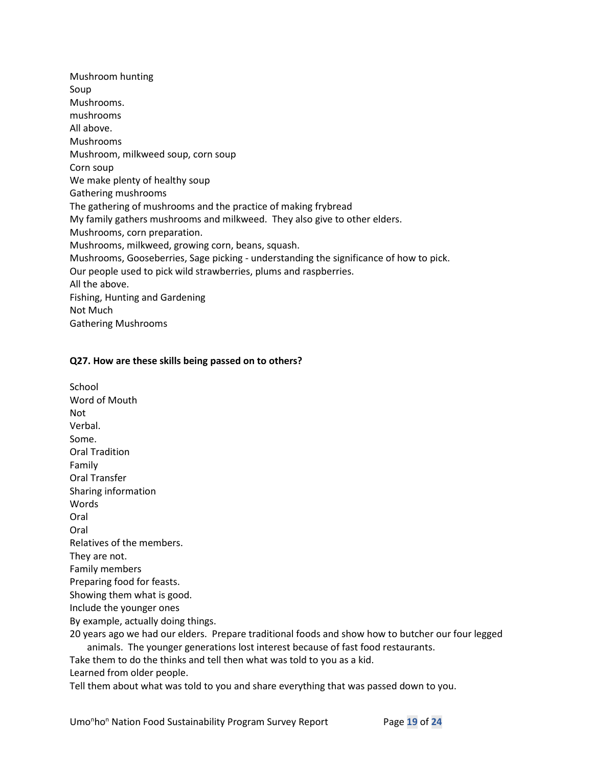Mushroom hunting
Soup
Mushrooms.
mushrooms
All above.
Mushrooms
Mushroom, milkweed soup, corn soup
Corn soup
We make plenty of healthy soup
Gathering mushrooms
The gathering of mushrooms and the practice of making frybread
My family gathers mushrooms and milkweed. They also give to other elders.
Mushrooms, corn preparation.
Mushrooms, milkweed, growing corn, beans, squash.
Mushrooms, Gooseberries, Sage picking - understanding the significance of how to pick.
Our people used to pick wild strawberries, plums and raspberries.
All the above.
Fishing, Hunting and Gardening
Not Much
Gathering Mushrooms

**Q27. How are these skills being passed on to others?**

School
Word of Mouth
Not
Verbal.
Some.
Oral Tradition
Family
Oral Transfer
Sharing information
Words
Oral
Oral
Relatives of the members.
They are not.
Family members
Preparing food for feasts.
Showing them what is good.
Include the younger ones
By example, actually doing things.
20 years ago we had our elders. Prepare traditional foods and show how to butcher our four legged animals. The younger generations lost interest because of fast food restaurants.
Take them to do the thinks and tell then what was told to you as a kid.
Learned from older people.
Tell them about what was told to you and share everything that was passed down to you.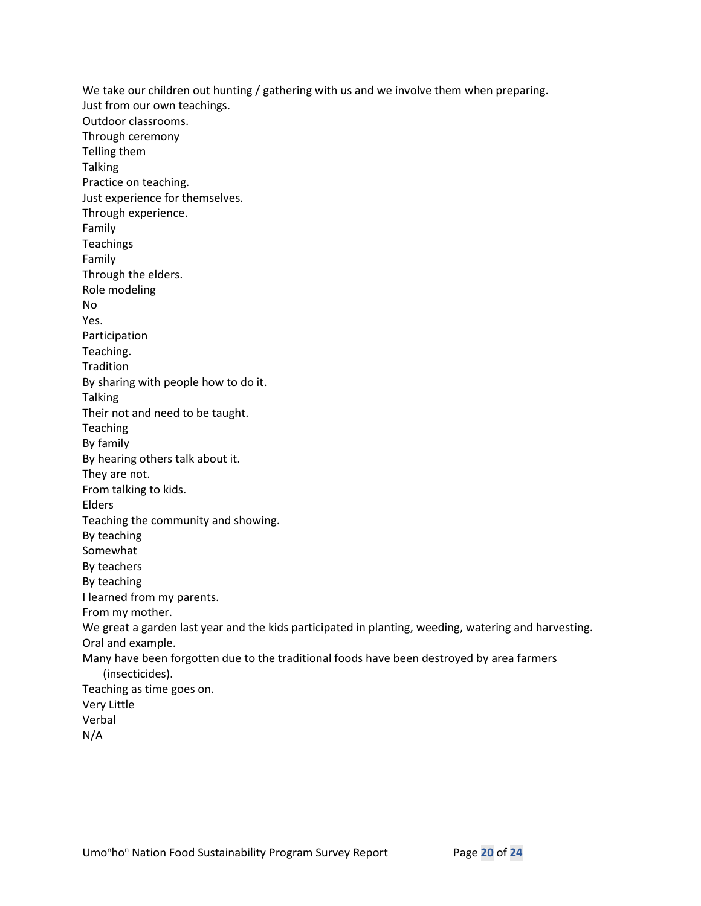We take our children out hunting / gathering with us and we involve them when preparing.
Just from our own teachings.
Outdoor classrooms.
Through ceremony
Telling them
Talking
Practice on teaching.
Just experience for themselves.
Through experience.
Family
Teachings
Family
Through the elders.
Role modeling
No
Yes.
Participation
Teaching.
Tradition
By sharing with people how to do it.
Talking
Their not and need to be taught.
Teaching
By family
By hearing others talk about it.
They are not.
From talking to kids.
Elders
Teaching the community and showing.
By teaching
Somewhat
By teachers
By teaching
I learned from my parents.
From my mother.
We great a garden last year and the kids participated in planting, weeding, watering and harvesting.
Oral and example.
Many have been forgotten due to the traditional foods have been destroyed by area farmers (insecticides).
Teaching as time goes on.
Very Little
Verbal
N/A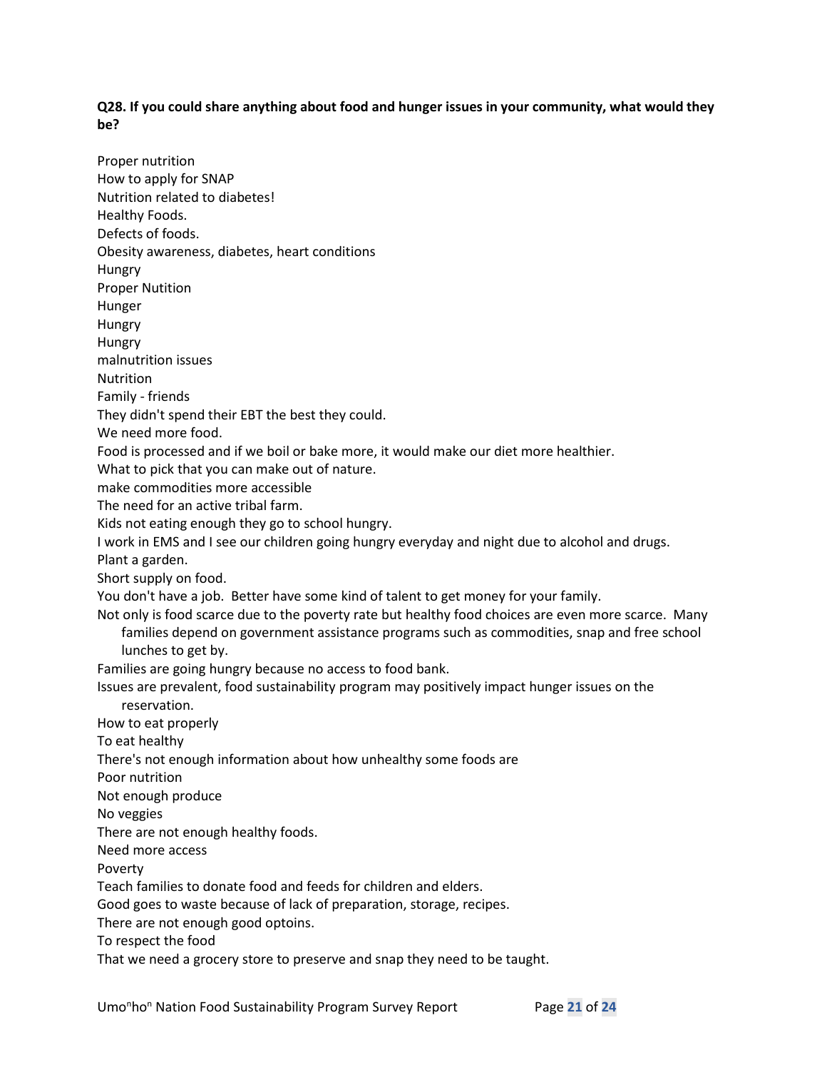**Q28. If you could share anything about food and hunger issues in your community, what would they be?**

Proper nutrition
How to apply for SNAP
Nutrition related to diabetes!
Healthy Foods.
Defects of foods.
Obesity awareness, diabetes, heart conditions
Hungry
Proper Nutition
Hunger
Hungry
Hungry
malnutrition issues
Nutrition
Family - friends
They didn't spend their EBT the best they could.
We need more food.
Food is processed and if we boil or bake more, it would make our diet more healthier.
What to pick that you can make out of nature.
make commodities more accessible
The need for an active tribal farm.
Kids not eating enough they go to school hungry.
I work in EMS and I see our children going hungry everyday and night due to alcohol and drugs.
Plant a garden.
Short supply on food.
You don't have a job. Better have some kind of talent to get money for your family.
Not only is food scarce due to the poverty rate but healthy food choices are even more scarce. Many families depend on government assistance programs such as commodities, snap and free school lunches to get by.
Families are going hungry because no access to food bank.
Issues are prevalent, food sustainability program may positively impact hunger issues on the reservation.
How to eat properly
To eat healthy
There's not enough information about how unhealthy some foods are
Poor nutrition
Not enough produce
No veggies
There are not enough healthy foods.
Need more access
Poverty
Teach families to donate food and feeds for children and elders.
Good goes to waste because of lack of preparation, storage, recipes.
There are not enough good optoins.
To respect the food
That we need a grocery store to preserve and snap they need to be taught.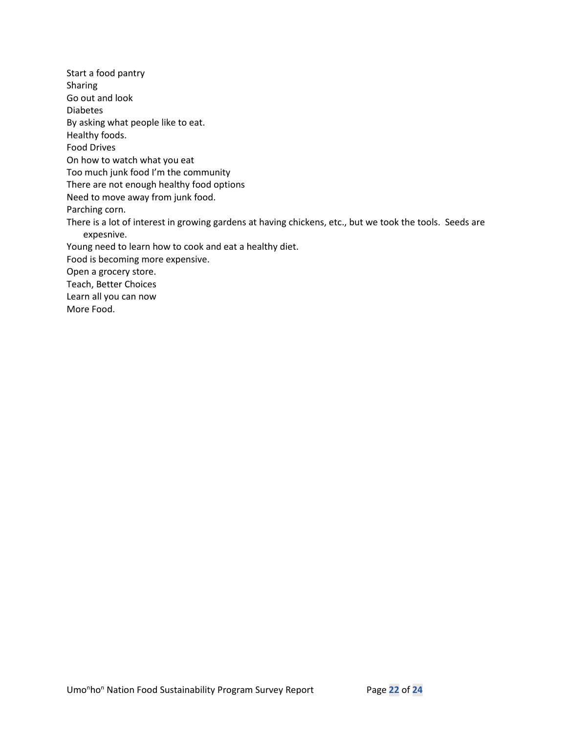Start a food pantry
Sharing
Go out and look
Diabetes
By asking what people like to eat.
Healthy foods.
Food Drives
On how to watch what you eat
Too much junk food I'm the community
There are not enough healthy food options
Need to move away from junk food.
Parching corn.
There is a lot of interest in growing gardens at having chickens, etc., but we took the tools. Seeds are expesnive.
Young need to learn how to cook and eat a healthy diet.
Food is becoming more expensive.
Open a grocery store.
Teach, Better Choices
Learn all you can now
More Food.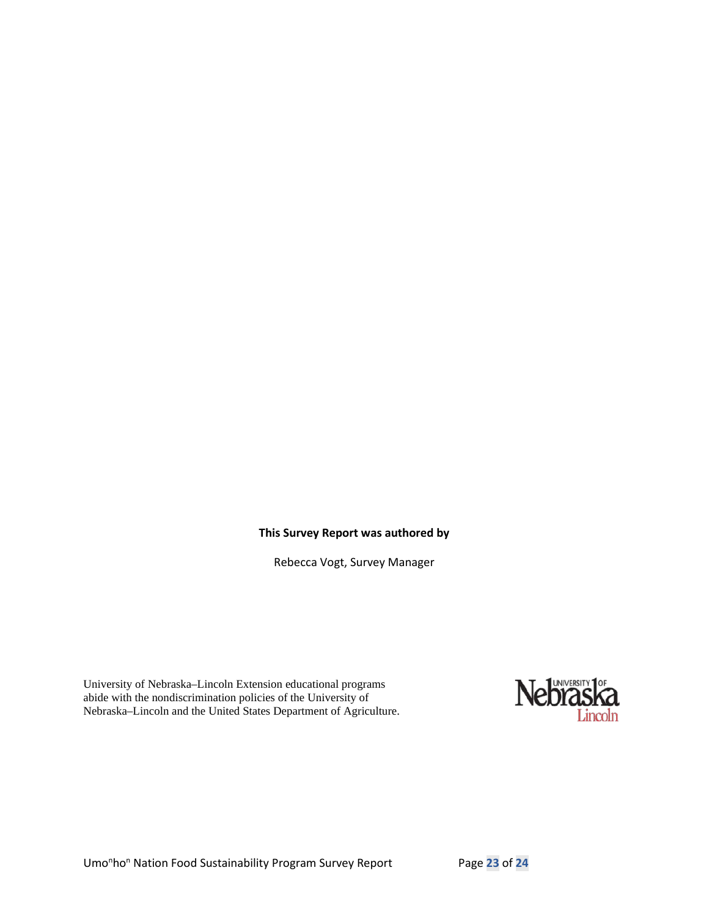**This Survey Report was authored by**

Rebecca Vogt, Survey Manager

University of Nebraska–Lincoln Extension educational programs abide with the nondiscrimination policies of the University of Nebraska–Lincoln and the United States Department of Agriculture.